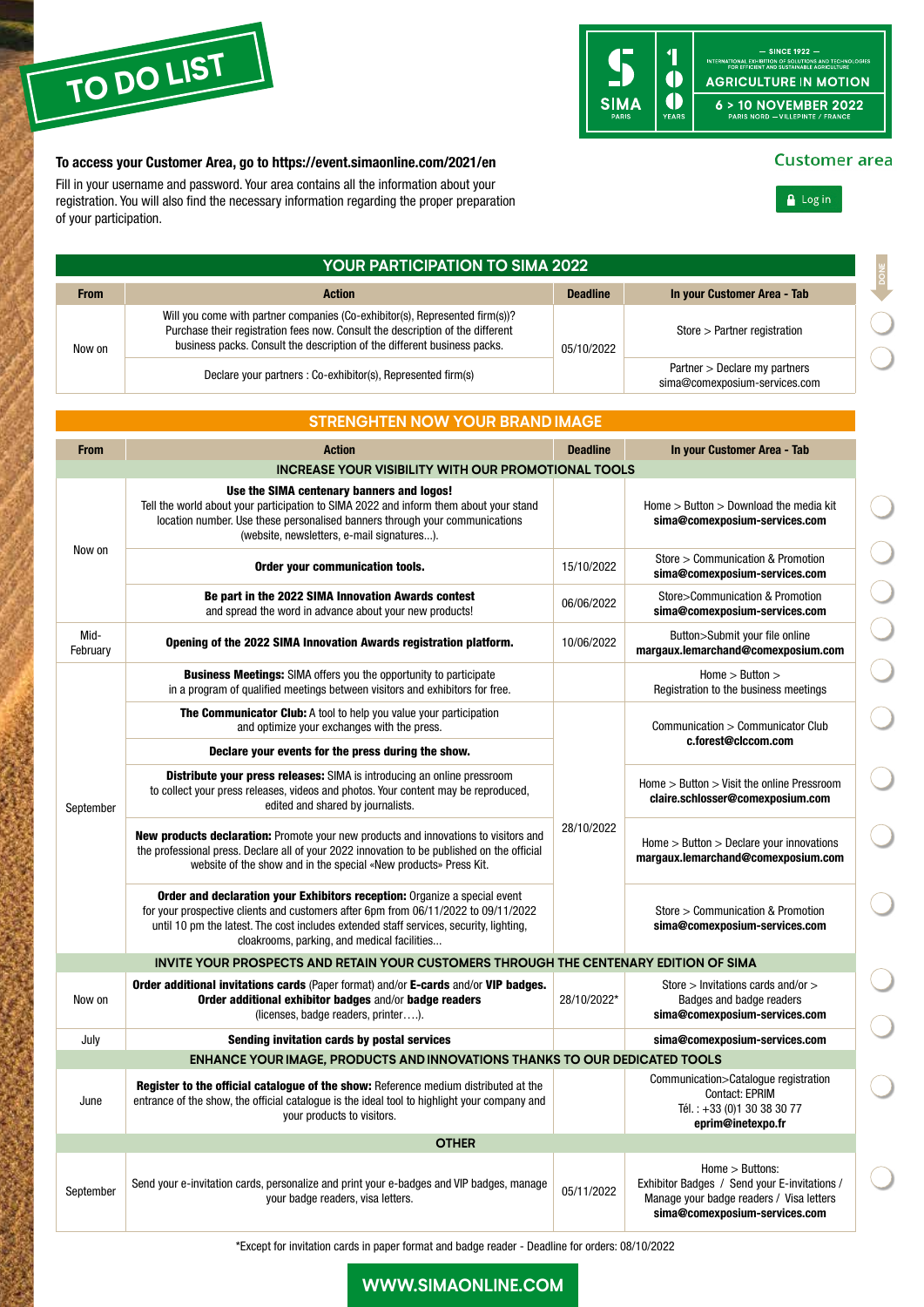# TO DO LIST

SIMA PARIS — 100 YEARS — SINCE 1922 — INTERNATIONAL EXHIBITION OF SOLUTIONS AND TECHNOLOGIES FOR EFFICIENT AND SUSTAINABLE AGRICULTURE

AGRICULTURE IN MOTION

6 > 10 NOVEMBER 2022

PARIS NORD – VILLEPINTE / FRANCE

**To access your Customer Area, go to https://event.simaonline.com/2021/en**

Fill in your username and password. Your area contains all the information about your registration. You will also find the necessary information regarding the proper preparation of your participation.

Customer area

Log in

## YOUR PARTICIPATION TO SIMA 2022

| From | Action | Deadline | In your Customer Area - Tab |
|---|---|---|---|
| Now on | Will you come with partner companies (Co-exhibitor(s), Represented firm(s))? Purchase their registration fees now. Consult the description of the different business packs. Consult the description of the different business packs. | 05/10/2022 | Store > Partner registration |
| | Declare your partners : Co-exhibitor(s), Represented firm(s) | | Partner > Declare my partners sima@comexposium-services.com |

## STRENGHTEN NOW YOUR BRAND IMAGE

| From | Action | Deadline | In your Customer Area - Tab |
|---|---|---|---|
| **INCREASE YOUR VISIBILITY WITH OUR PROMOTIONAL TOOLS** | | | |
| Now on | **Use the SIMA centenary banners and logos!** Tell the world about your participation to SIMA 2022 and inform them about your stand location number. Use these personalised banners through your communications (website, newsletters, e-mail signatures...). | | Home > Button > Download the media kit **sima@comexposium-services.com** |
| | **Order your communication tools.** | 15/10/2022 | Store > Communication & Promotion **sima@comexposium-services.com** |
| | **Be part in the 2022 SIMA Innovation Awards contest** and spread the word in advance about your new products! | 06/06/2022 | Store>Communication & Promotion **sima@comexposium-services.com** |
| Mid-February | **Opening of the 2022 SIMA Innovation Awards registration platform.** | 10/06/2022 | Button>Submit your file online **margaux.lemarchand@comexposium.com** |
| September | **Business Meetings:** SIMA offers you the opportunity to participate in a program of qualified meetings between visitors and exhibitors for free. | | Home > Button > Registration to the business meetings |
| | **The Communicator Club:** A tool to help you value your participation and optimize your exchanges with the press. | 28/10/2022 | Communication > Communicator Club **c.forest@clccom.com** |
| | **Declare your events for the press during the show.** | | |
| | **Distribute your press releases:** SIMA is introducing an online pressroom to collect your press releases, videos and photos. Your content may be reproduced, edited and shared by journalists. | | Home > Button > Visit the online Pressroom **claire.schlosser@comexposium.com** |
| | **New products declaration:** Promote your new products and innovations to visitors and the professional press. Declare all of your 2022 innovation to be published on the official website of the show and in the special «New products» Press Kit. | | Home > Button > Declare your innovations **margaux.lemarchand@comexposium.com** |
| | **Order and declaration your Exhibitors reception:** Organize a special event for your prospective clients and customers after 6pm from 06/11/2022 to 09/11/2022 until 10 pm the latest. The cost includes extended staff services, security, lighting, cloakrooms, parking, and medical facilities... | | Store > Communication & Promotion **sima@comexposium-services.com** |
| **INVITE YOUR PROSPECTS AND RETAIN YOUR CUSTOMERS THROUGH THE CENTENARY EDITION OF SIMA** | | | |
| Now on | **Order additional invitations cards** (Paper format) and/or **E-cards** and/or **VIP badges. Order additional exhibitor badges** and/or **badge readers** (licenses, badge readers, printer….). | 28/10/2022* | Store > Invitations cards and/or > Badges and badge readers **sima@comexposium-services.com** |
| July | **Sending invitation cards by postal services** | | **sima@comexposium-services.com** |
| **ENHANCE YOUR IMAGE, PRODUCTS AND INNOVATIONS THANKS TO OUR DEDICATED TOOLS** | | | |
| June | **Register to the official catalogue of the show:** Reference medium distributed at the entrance of the show, the official catalogue is the ideal tool to highlight your company and your products to visitors. | | Communication>Catalogue registration Contact: EPRIM Tél. : +33 (0)1 30 38 30 77 **eprim@inetexpo.fr** |
| **OTHER** | | | |
| September | Send your e-invitation cards, personalize and print your e-badges and VIP badges, manage your badge readers, visa letters. | 05/11/2022 | Home > Buttons: Exhibitor Badges / Send your E-invitations / Manage your badge readers / Visa letters **sima@comexposium-services.com** |

*Except for invitation cards in paper format and badge reader - Deadline for orders: 08/10/2022

**WWW.SIMAONLINE.COM**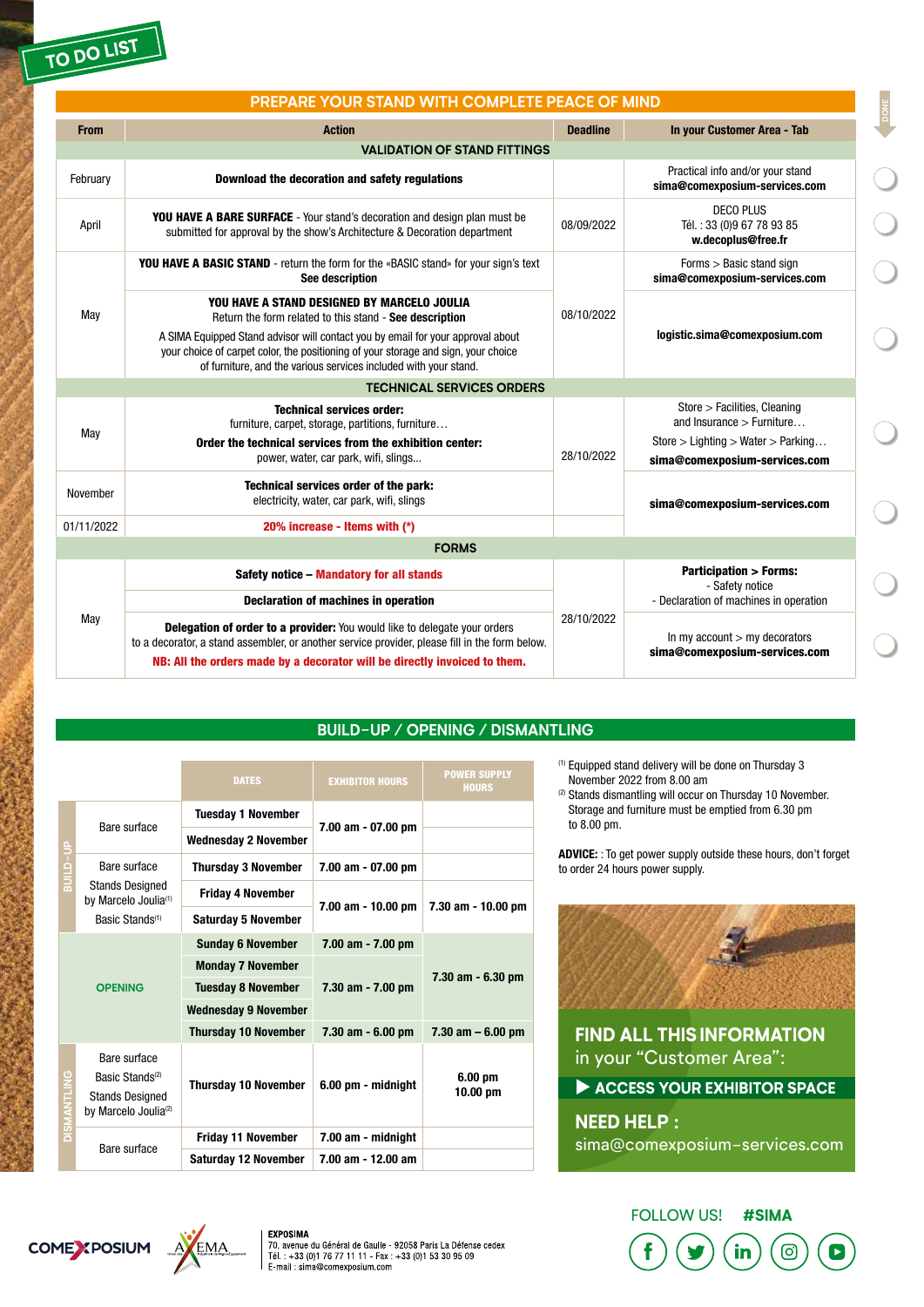# TO DO LIST

## PREPARE YOUR STAND WITH COMPLETE PEACE OF MIND

| From | Action | Deadline | In your Customer Area - Tab |
|---|---|---|---|
| | **VALIDATION OF STAND FITTINGS** | | |
| February | **Download the decoration and safety regulations** | | Practical info and/or your stand **sima@comexposium-services.com** |
| April | **YOU HAVE A BARE SURFACE** - Your stand's decoration and design plan must be submitted for approval by the show's Architecture & Decoration department | 08/09/2022 | DECO PLUS Tél. : 33 (0)9 67 78 93 85 **w.decoplus@free.fr** |
| May | **YOU HAVE A BASIC STAND** - return the form for the «BASIC stand» for your sign's text **See description** | 08/10/2022 | Forms > Basic stand sign **sima@comexposium-services.com** |
| | **YOU HAVE A STAND DESIGNED BY MARCELO JOULIA** Return the form related to this stand - **See description** A SIMA Equipped Stand advisor will contact you by email for your approval about your choice of carpet color, the positioning of your storage and sign, your choice of furniture, and the various services included with your stand. | | **logistic.sima@comexposium.com** |
| | **TECHNICAL SERVICES ORDERS** | | |
| May | **Technical services order:** furniture, carpet, storage, partitions, furniture… **Order the technical services from the exhibition center:** power, water, car park, wifi, slings... | 28/10/2022 | Store > Facilities, Cleaning and Insurance > Furniture… Store > Lighting > Water > Parking… **sima@comexposium-services.com** |
| November | **Technical services order of the park:** electricity, water, car park, wifi, slings | | **sima@comexposium-services.com** |
| 01/11/2022 | **20% increase - Items with (*)** | | |
| | **FORMS** | | |
| May | **Safety notice – Mandatory for all stands** | 28/10/2022 | **Participation > Forms:** - Safety notice - Declaration of machines in operation |
| | **Declaration of machines in operation** | | |
| | **Delegation of order to a provider:** You would like to delegate your orders to a decorator, a stand assembler, or another service provider, please fill in the form below. **NB: All the orders made by a decorator will be directly invoiced to them.** | | In my account > my decorators **sima@comexposium-services.com** |

## BUILD-UP / OPENING / DISMANTLING

| | | DATES | EXHIBITOR HOURS | POWER SUPPLY HOURS |
|---|---|---|---|---|
| BUILD-UP | Bare surface | Tuesday 1 November | 7.00 am - 07.00 pm | |
| | | Wednesday 2 November | | |
| | Bare surface | Thursday 3 November | 7.00 am - 07.00 pm | |
| | Stands Designed by Marcelo Joulia[1] | Friday 4 November | 7.00 am - 10.00 pm | 7.30 am - 10.00 pm |
| | Basic Stands[1] | Saturday 5 November | | |
| OPENING | | Sunday 6 November | 7.00 am - 7.00 pm | 7.30 am - 6.30 pm |
| | | Monday 7 November | 7.30 am - 7.00 pm | |
| | | Tuesday 8 November | | |
| | | Wednesday 9 November | | |
| | | Thursday 10 November | 7.30 am - 6.00 pm | 7.30 am – 6.00 pm |
| DISMANTLING | Bare surface, Basic Stands[2], Stands Designed by Marcelo Joulia[2] | Thursday 10 November | 6.00 pm - midnight | 6.00 pm 10.00 pm |
| | Bare surface | Friday 11 November | 7.00 am - midnight | |
| | | Saturday 12 November | 7.00 am - 12.00 am | |

[1] Equipped stand delivery will be done on Thursday 3 November 2022 from 8.00 am

[2] Stands dismantling will occur on Thursday 10 November. Storage and furniture must be emptied from 6.30 pm to 8.00 pm.

**ADVICE:** : To get power supply outside these hours, don't forget to order 24 hours power supply.

**FIND ALL THIS INFORMATION**
in your "Customer Area":

**▶ ACCESS YOUR EXHIBITOR SPACE**

**NEED HELP :**
sima@comexposium-services.com

FOLLOW US! **#SIMA**

**EXPOSIMA**
70, avenue du Général de Gaulle - 92058 Paris La Défense cedex
Tél. : +33 (0)1 76 77 11 11 - Fax : +33 (0)1 53 30 95 09
E-mail : sima@comexposium.com